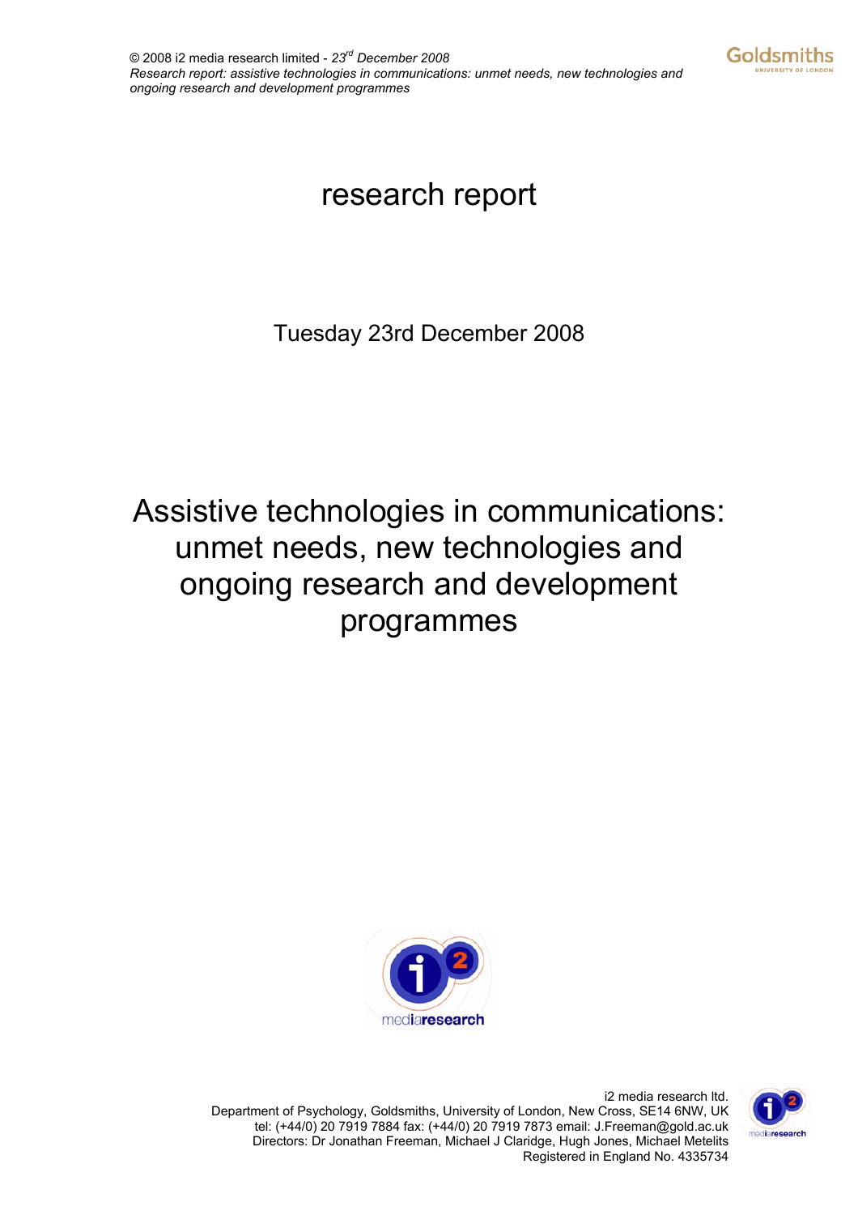research report

Tuesday 23rd December 2008

# Assistive technologies in communications: unmet needs, new technologies and ongoing research and development programmes

i2 media research ltd.
Department of Psychology, Goldsmiths, University of London, New Cross, SE14 6NW, UK
tel: (+44/0) 20 7919 7884 fax: (+44/0) 20 7919 7873 email: J.Freeman@gold.ac.uk
Directors: Dr Jonathan Freeman, Michael J Claridge, Hugh Jones, Michael Metelits
Registered in England No. 4335734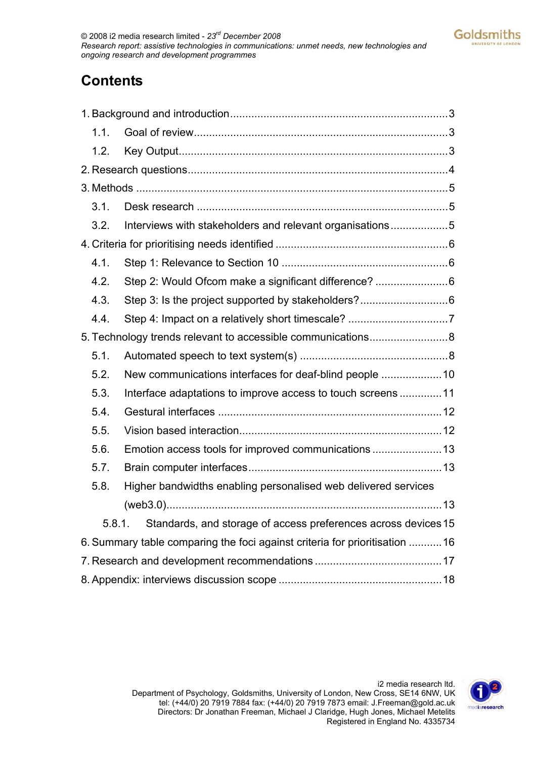# Contents

1. Background and introduction ........................................................................ 3
    1.1. Goal of review .................................................................................... 3
    1.2. Key Output ......................................................................................... 3
2. Research questions ..................................................................................... 4
3. Methods ....................................................................................................... 5
    3.1. Desk research .................................................................................... 5
    3.2. Interviews with stakeholders and relevant organisations ................... 5
4. Criteria for prioritising needs identified ........................................................ 6
    4.1. Step 1: Relevance to Section 10 ....................................................... 6
    4.2. Step 2: Would Ofcom make a significant difference? ........................ 6
    4.3. Step 3: Is the project supported by stakeholders? ............................. 6
    4.4. Step 4: Impact on a relatively short timescale? ................................. 7
5. Technology trends relevant to accessible communications .......................... 8
    5.1. Automated speech to text system(s) ................................................. 8
    5.2. New communications interfaces for deaf-blind people .................... 10
    5.3. Interface adaptations to improve access to touch screens .............. 11
    5.4. Gestural interfaces .......................................................................... 12
    5.5. Vision based interaction ................................................................... 12
    5.6. Emotion access tools for improved communications ....................... 13
    5.7. Brain computer interfaces ................................................................ 13
    5.8. Higher bandwidths enabling personalised web delivered services (web3.0) ........................................................................................... 13
        5.8.1. Standards, and storage of access preferences across devices 15
6. Summary table comparing the foci against criteria for prioritisation ........... 16
7. Research and development recommendations .......................................... 17
8. Appendix: interviews discussion scope ...................................................... 18

i2 media research ltd.
Department of Psychology, Goldsmiths, University of London, New Cross, SE14 6NW, UK
tel: (+44/0) 20 7919 7884 fax: (+44/0) 20 7919 7873 email: J.Freeman@gold.ac.uk
Directors: Dr Jonathan Freeman, Michael J Claridge, Hugh Jones, Michael Metelits
Registered in England No. 4335734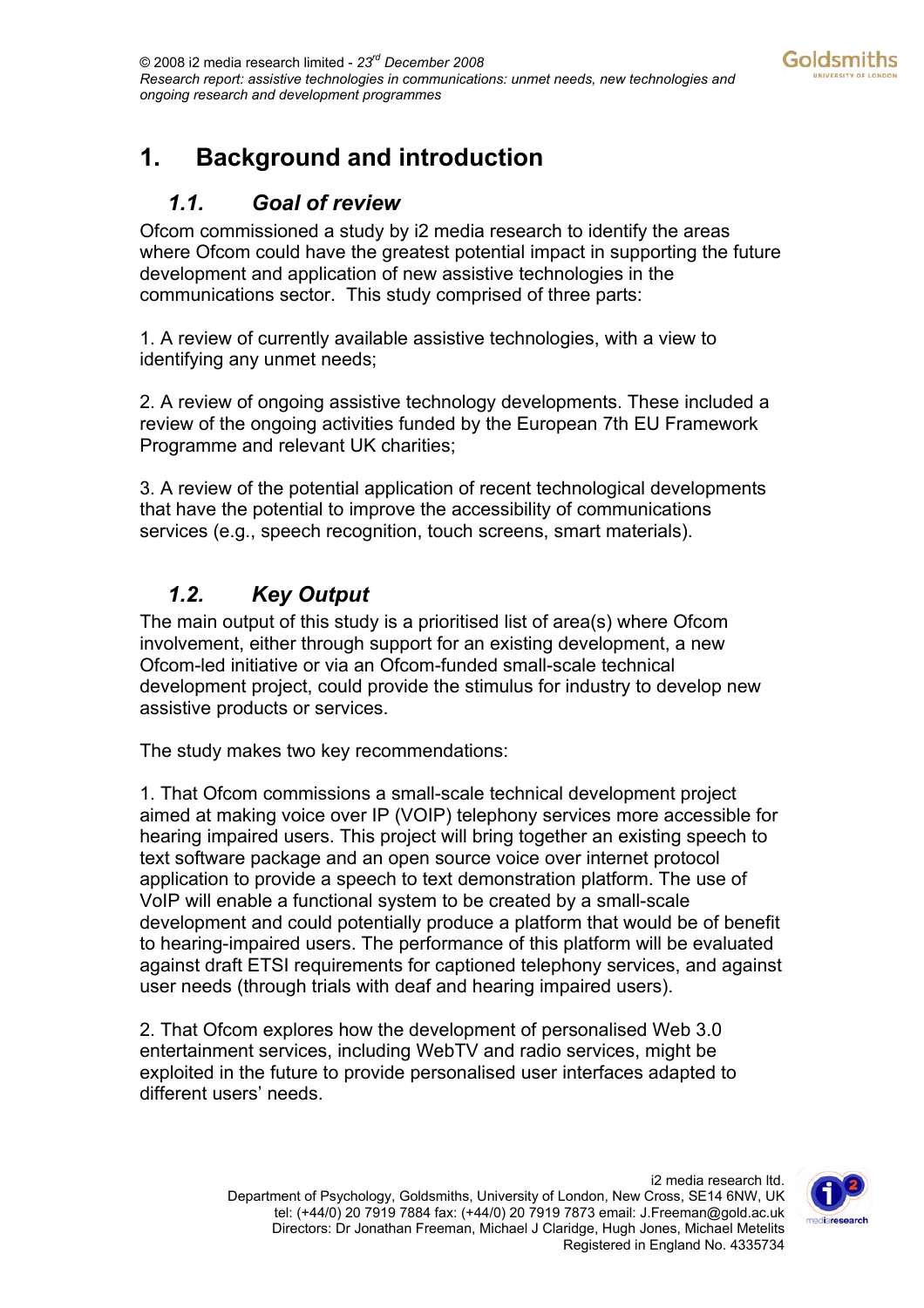# 1. Background and introduction

## 1.1. Goal of review

Ofcom commissioned a study by i2 media research to identify the areas where Ofcom could have the greatest potential impact in supporting the future development and application of new assistive technologies in the communications sector. This study comprised of three parts:

1. A review of currently available assistive technologies, with a view to identifying any unmet needs;

2. A review of ongoing assistive technology developments. These included a review of the ongoing activities funded by the European 7th EU Framework Programme and relevant UK charities;

3. A review of the potential application of recent technological developments that have the potential to improve the accessibility of communications services (e.g., speech recognition, touch screens, smart materials).

## 1.2. Key Output

The main output of this study is a prioritised list of area(s) where Ofcom involvement, either through support for an existing development, a new Ofcom-led initiative or via an Ofcom-funded small-scale technical development project, could provide the stimulus for industry to develop new assistive products or services.

The study makes two key recommendations:

1. That Ofcom commissions a small-scale technical development project aimed at making voice over IP (VOIP) telephony services more accessible for hearing impaired users. This project will bring together an existing speech to text software package and an open source voice over internet protocol application to provide a speech to text demonstration platform. The use of VoIP will enable a functional system to be created by a small-scale development and could potentially produce a platform that would be of benefit to hearing-impaired users. The performance of this platform will be evaluated against draft ETSI requirements for captioned telephony services, and against user needs (through trials with deaf and hearing impaired users).

2. That Ofcom explores how the development of personalised Web 3.0 entertainment services, including WebTV and radio services, might be exploited in the future to provide personalised user interfaces adapted to different users' needs.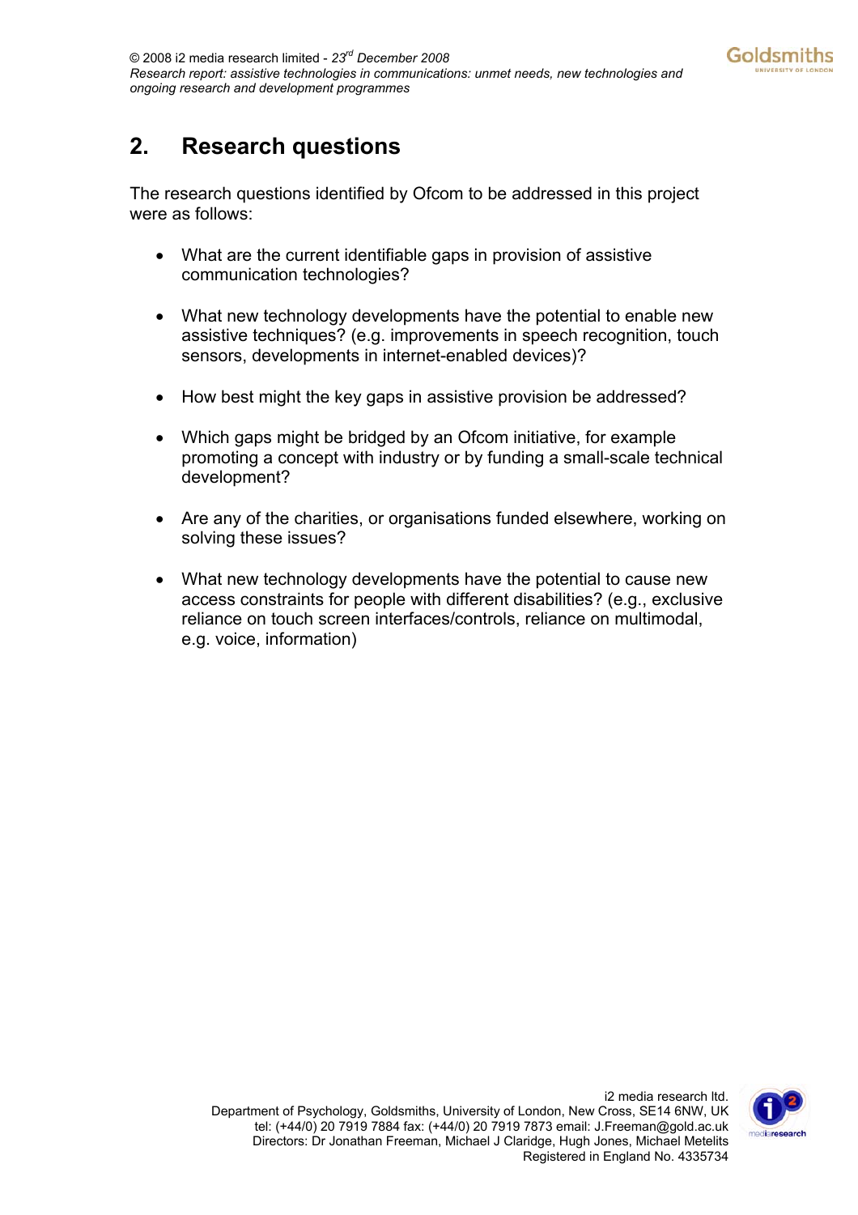## 2. Research questions

The research questions identified by Ofcom to be addressed in this project were as follows:

- What are the current identifiable gaps in provision of assistive communication technologies?
- What new technology developments have the potential to enable new assistive techniques? (e.g. improvements in speech recognition, touch sensors, developments in internet-enabled devices)?
- How best might the key gaps in assistive provision be addressed?
- Which gaps might be bridged by an Ofcom initiative, for example promoting a concept with industry or by funding a small-scale technical development?
- Are any of the charities, or organisations funded elsewhere, working on solving these issues?
- What new technology developments have the potential to cause new access constraints for people with different disabilities? (e.g., exclusive reliance on touch screen interfaces/controls, reliance on multimodal, e.g. voice, information)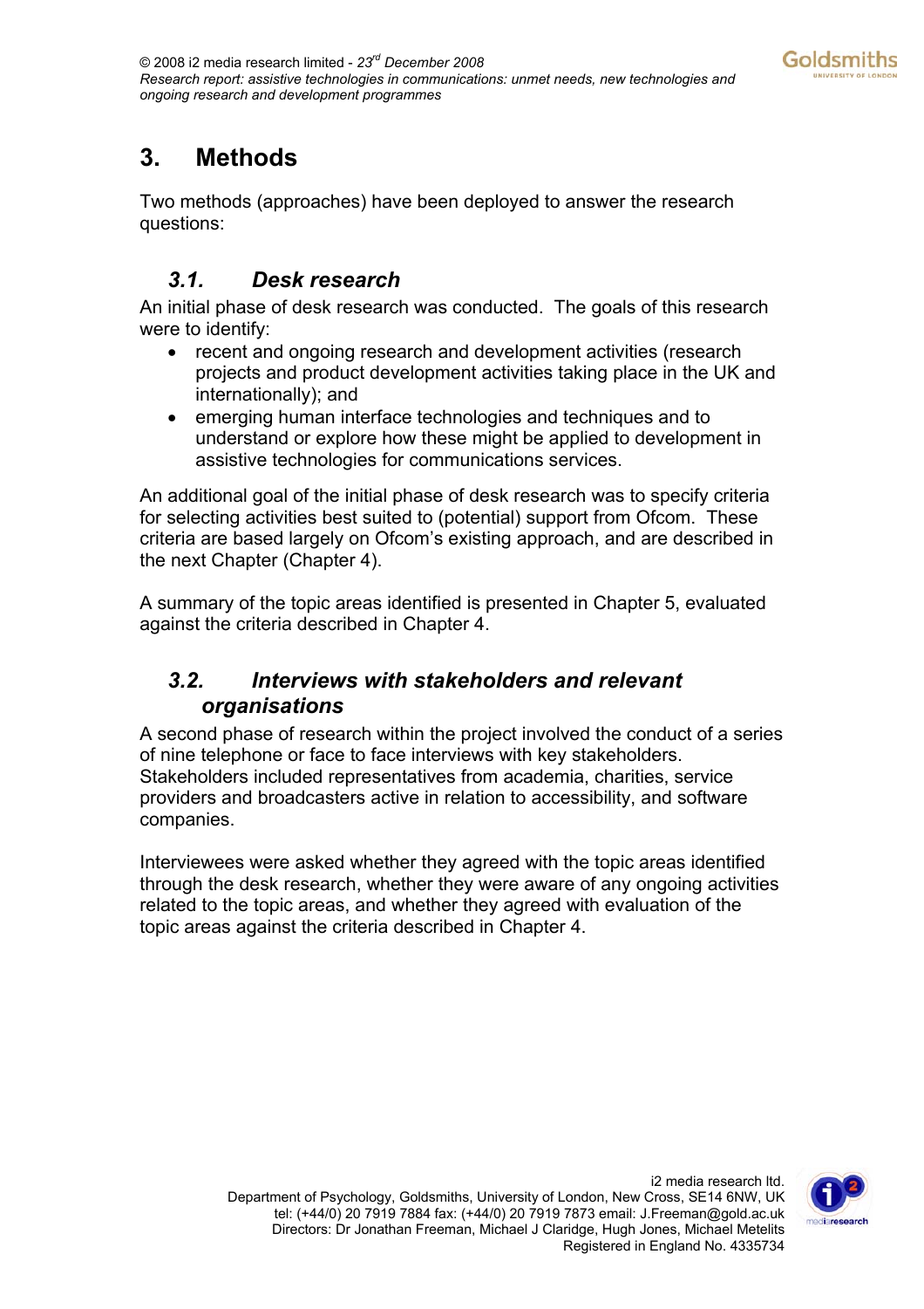# 3. Methods

Two methods (approaches) have been deployed to answer the research questions:

## *3.1. Desk research*

An initial phase of desk research was conducted. The goals of this research were to identify:

- recent and ongoing research and development activities (research projects and product development activities taking place in the UK and internationally); and
- emerging human interface technologies and techniques and to understand or explore how these might be applied to development in assistive technologies for communications services.

An additional goal of the initial phase of desk research was to specify criteria for selecting activities best suited to (potential) support from Ofcom. These criteria are based largely on Ofcom's existing approach, and are described in the next Chapter (Chapter 4).

A summary of the topic areas identified is presented in Chapter 5, evaluated against the criteria described in Chapter 4.

## *3.2. Interviews with stakeholders and relevant organisations*

A second phase of research within the project involved the conduct of a series of nine telephone or face to face interviews with key stakeholders. Stakeholders included representatives from academia, charities, service providers and broadcasters active in relation to accessibility, and software companies.

Interviewees were asked whether they agreed with the topic areas identified through the desk research, whether they were aware of any ongoing activities related to the topic areas, and whether they agreed with evaluation of the topic areas against the criteria described in Chapter 4.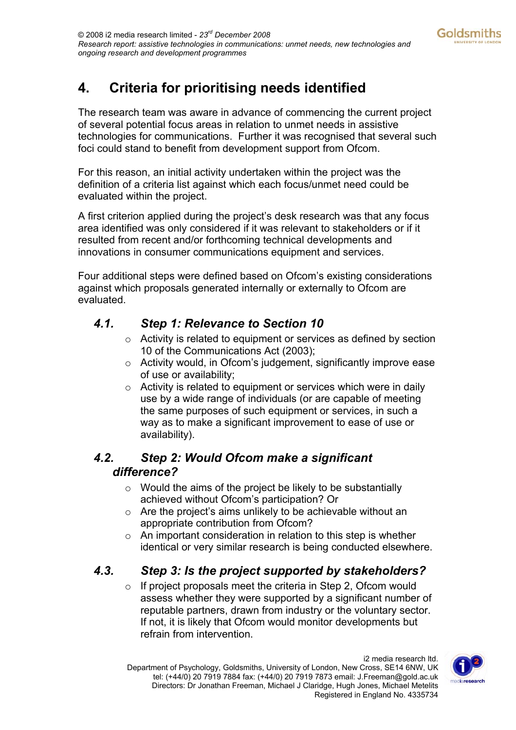# 4. Criteria for prioritising needs identified

The research team was aware in advance of commencing the current project of several potential focus areas in relation to unmet needs in assistive technologies for communications. Further it was recognised that several such foci could stand to benefit from development support from Ofcom.

For this reason, an initial activity undertaken within the project was the definition of a criteria list against which each focus/unmet need could be evaluated within the project.

A first criterion applied during the project's desk research was that any focus area identified was only considered if it was relevant to stakeholders or if it resulted from recent and/or forthcoming technical developments and innovations in consumer communications equipment and services.

Four additional steps were defined based on Ofcom's existing considerations against which proposals generated internally or externally to Ofcom are evaluated.

## 4.1. *Step 1: Relevance to Section 10*

- Activity is related to equipment or services as defined by section 10 of the Communications Act (2003);
- Activity would, in Ofcom's judgement, significantly improve ease of use or availability;
- Activity is related to equipment or services which were in daily use by a wide range of individuals (or are capable of meeting the same purposes of such equipment or services, in such a way as to make a significant improvement to ease of use or availability).

## 4.2. *Step 2: Would Ofcom make a significant difference?*

- Would the aims of the project be likely to be substantially achieved without Ofcom's participation? Or
- Are the project's aims unlikely to be achievable without an appropriate contribution from Ofcom?
- An important consideration in relation to this step is whether identical or very similar research is being conducted elsewhere.

## 4.3. *Step 3: Is the project supported by stakeholders?*

- If project proposals meet the criteria in Step 2, Ofcom would assess whether they were supported by a significant number of reputable partners, drawn from industry or the voluntary sector. If not, it is likely that Ofcom would monitor developments but refrain from intervention.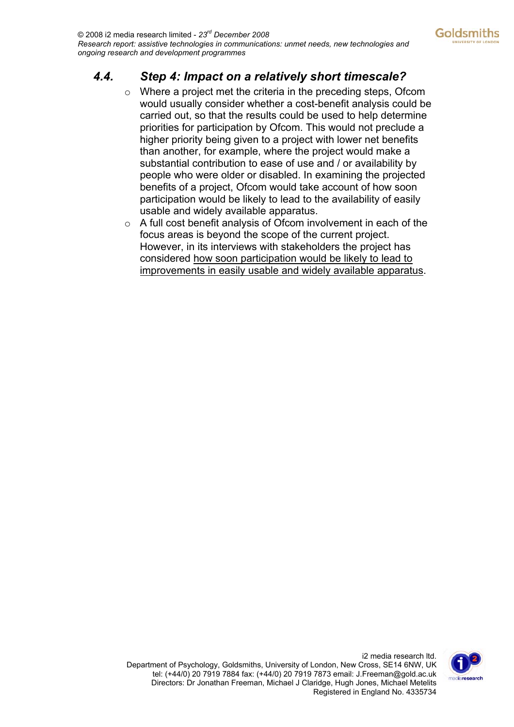## 4.4. *Step 4: Impact on a relatively short timescale?*

- Where a project met the criteria in the preceding steps, Ofcom would usually consider whether a cost-benefit analysis could be carried out, so that the results could be used to help determine priorities for participation by Ofcom. This would not preclude a higher priority being given to a project with lower net benefits than another, for example, where the project would make a substantial contribution to ease of use and / or availability by people who were older or disabled. In examining the projected benefits of a project, Ofcom would take account of how soon participation would be likely to lead to the availability of easily usable and widely available apparatus.
- A full cost benefit analysis of Ofcom involvement in each of the focus areas is beyond the scope of the current project. However, in its interviews with stakeholders the project has considered <u>how soon participation would be likely to lead to improvements in easily usable and widely available apparatus</u>.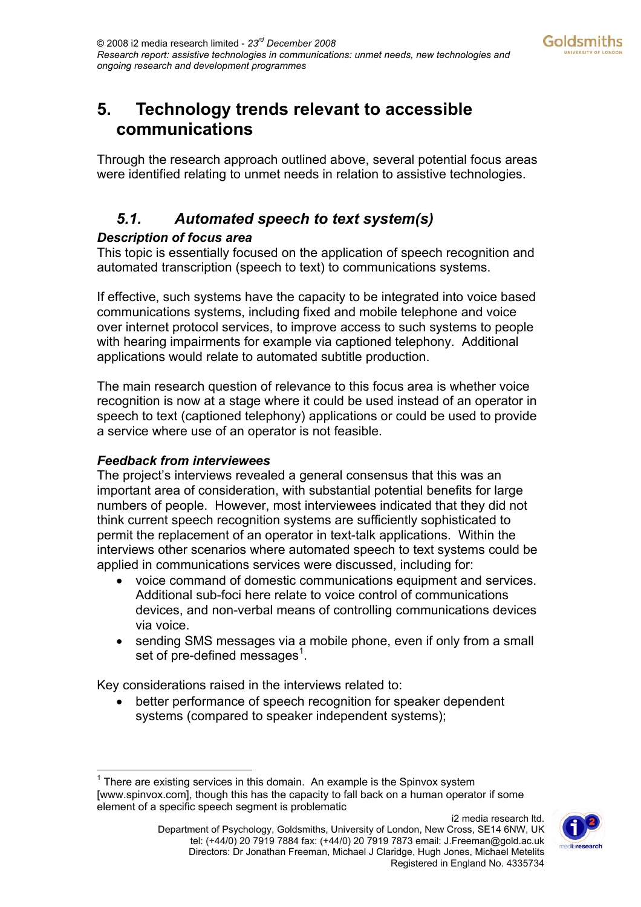# 5. Technology trends relevant to accessible communications

Through the research approach outlined above, several potential focus areas were identified relating to unmet needs in relation to assistive technologies.

## 5.1. *Automated speech to text system(s)*

***Description of focus area***

This topic is essentially focused on the application of speech recognition and automated transcription (speech to text) to communications systems.

If effective, such systems have the capacity to be integrated into voice based communications systems, including fixed and mobile telephone and voice over internet protocol services, to improve access to such systems to people with hearing impairments for example via captioned telephony. Additional applications would relate to automated subtitle production.

The main research question of relevance to this focus area is whether voice recognition is now at a stage where it could be used instead of an operator in speech to text (captioned telephony) applications or could be used to provide a service where use of an operator is not feasible.

***Feedback from interviewees***

The project's interviews revealed a general consensus that this was an important area of consideration, with substantial potential benefits for large numbers of people. However, most interviewees indicated that they did not think current speech recognition systems are sufficiently sophisticated to permit the replacement of an operator in text-talk applications. Within the interviews other scenarios where automated speech to text systems could be applied in communications services were discussed, including for:

- voice command of domestic communications equipment and services. Additional sub-foci here relate to voice control of communications devices, and non-verbal means of controlling communications devices via voice.
- sending SMS messages via a mobile phone, even if only from a small set of pre-defined messages[1].

Key considerations raised in the interviews related to:

- better performance of speech recognition for speaker dependent systems (compared to speaker independent systems);

---

[1] There are existing services in this domain. An example is the Spinvox system [www.spinvox.com], though this has the capacity to fall back on a human operator if some element of a specific speech segment is problematic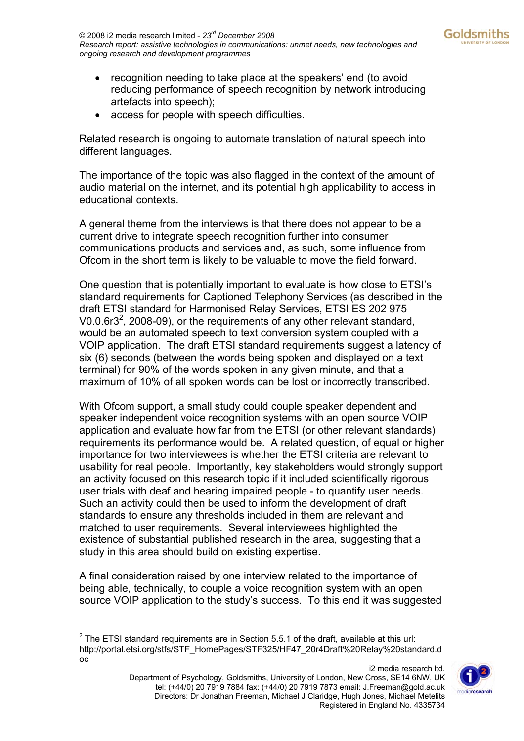- recognition needing to take place at the speakers' end (to avoid reducing performance of speech recognition by network introducing artefacts into speech);
- access for people with speech difficulties.

Related research is ongoing to automate translation of natural speech into different languages.

The importance of the topic was also flagged in the context of the amount of audio material on the internet, and its potential high applicability to access in educational contexts.

A general theme from the interviews is that there does not appear to be a current drive to integrate speech recognition further into consumer communications products and services and, as such, some influence from Ofcom in the short term is likely to be valuable to move the field forward.

One question that is potentially important to evaluate is how close to ETSI's standard requirements for Captioned Telephony Services (as described in the draft ETSI standard for Harmonised Relay Services, ETSI ES 202 975 V0.0.6r3[2], 2008-09), or the requirements of any other relevant standard, would be an automated speech to text conversion system coupled with a VOIP application. The draft ETSI standard requirements suggest a latency of six (6) seconds (between the words being spoken and displayed on a text terminal) for 90% of the words spoken in any given minute, and that a maximum of 10% of all spoken words can be lost or incorrectly transcribed.

With Ofcom support, a small study could couple speaker dependent and speaker independent voice recognition systems with an open source VOIP application and evaluate how far from the ETSI (or other relevant standards) requirements its performance would be. A related question, of equal or higher importance for two interviewees is whether the ETSI criteria are relevant to usability for real people. Importantly, key stakeholders would strongly support an activity focused on this research topic if it included scientifically rigorous user trials with deaf and hearing impaired people - to quantify user needs. Such an activity could then be used to inform the development of draft standards to ensure any thresholds included in them are relevant and matched to user requirements. Several interviewees highlighted the existence of substantial published research in the area, suggesting that a study in this area should build on existing expertise.

A final consideration raised by one interview related to the importance of being able, technically, to couple a voice recognition system with an open source VOIP application to the study's success. To this end it was suggested

[2] The ETSI standard requirements are in Section 5.5.1 of the draft, available at this url: http://portal.etsi.org/stfs/STF_HomePages/STF325/HF47_20r4Draft%20Relay%20standard.doc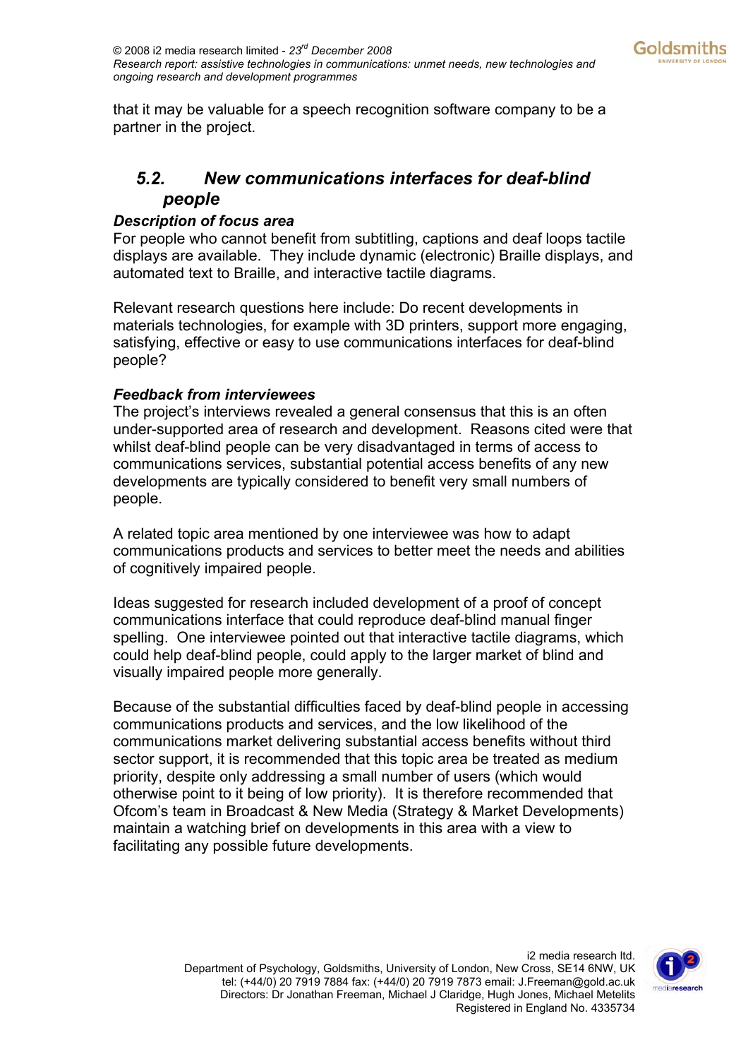that it may be valuable for a speech recognition software company to be a partner in the project.

## *5.2. New communications interfaces for deaf-blind people*

***Description of focus area***

For people who cannot benefit from subtitling, captions and deaf loops tactile displays are available. They include dynamic (electronic) Braille displays, and automated text to Braille, and interactive tactile diagrams.

Relevant research questions here include: Do recent developments in materials technologies, for example with 3D printers, support more engaging, satisfying, effective or easy to use communications interfaces for deaf-blind people?

***Feedback from interviewees***

The project's interviews revealed a general consensus that this is an often under-supported area of research and development. Reasons cited were that whilst deaf-blind people can be very disadvantaged in terms of access to communications services, substantial potential access benefits of any new developments are typically considered to benefit very small numbers of people.

A related topic area mentioned by one interviewee was how to adapt communications products and services to better meet the needs and abilities of cognitively impaired people.

Ideas suggested for research included development of a proof of concept communications interface that could reproduce deaf-blind manual finger spelling. One interviewee pointed out that interactive tactile diagrams, which could help deaf-blind people, could apply to the larger market of blind and visually impaired people more generally.

Because of the substantial difficulties faced by deaf-blind people in accessing communications products and services, and the low likelihood of the communications market delivering substantial access benefits without third sector support, it is recommended that this topic area be treated as medium priority, despite only addressing a small number of users (which would otherwise point to it being of low priority). It is therefore recommended that Ofcom's team in Broadcast & New Media (Strategy & Market Developments) maintain a watching brief on developments in this area with a view to facilitating any possible future developments.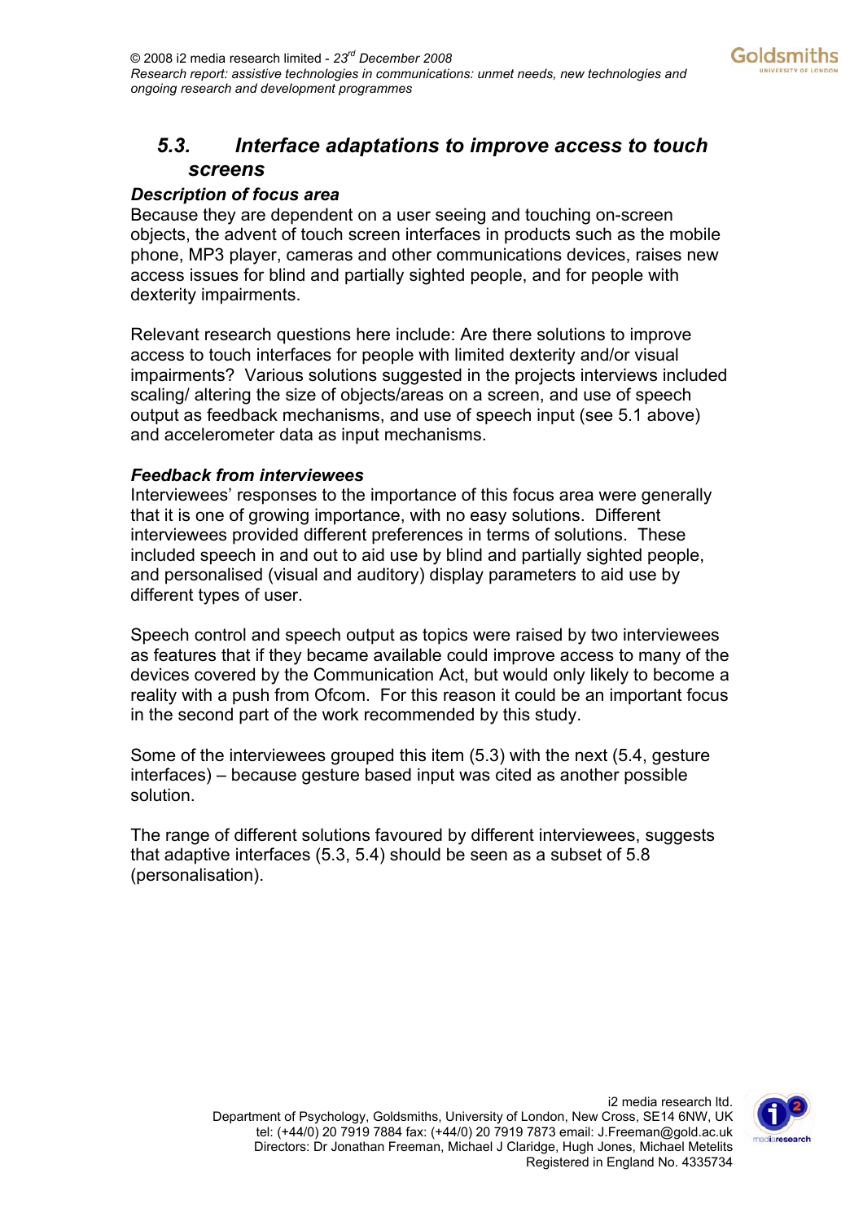## 5.3. Interface adaptations to improve access to touch screens

### *Description of focus area*

Because they are dependent on a user seeing and touching on-screen objects, the advent of touch screen interfaces in products such as the mobile phone, MP3 player, cameras and other communications devices, raises new access issues for blind and partially sighted people, and for people with dexterity impairments.

Relevant research questions here include: Are there solutions to improve access to touch interfaces for people with limited dexterity and/or visual impairments? Various solutions suggested in the projects interviews included scaling/ altering the size of objects/areas on a screen, and use of speech output as feedback mechanisms, and use of speech input (see 5.1 above) and accelerometer data as input mechanisms.

### *Feedback from interviewees*

Interviewees' responses to the importance of this focus area were generally that it is one of growing importance, with no easy solutions. Different interviewees provided different preferences in terms of solutions. These included speech in and out to aid use by blind and partially sighted people, and personalised (visual and auditory) display parameters to aid use by different types of user.

Speech control and speech output as topics were raised by two interviewees as features that if they became available could improve access to many of the devices covered by the Communication Act, but would only likely to become a reality with a push from Ofcom. For this reason it could be an important focus in the second part of the work recommended by this study.

Some of the interviewees grouped this item (5.3) with the next (5.4, gesture interfaces) – because gesture based input was cited as another possible solution.

The range of different solutions favoured by different interviewees, suggests that adaptive interfaces (5.3, 5.4) should be seen as a subset of 5.8 (personalisation).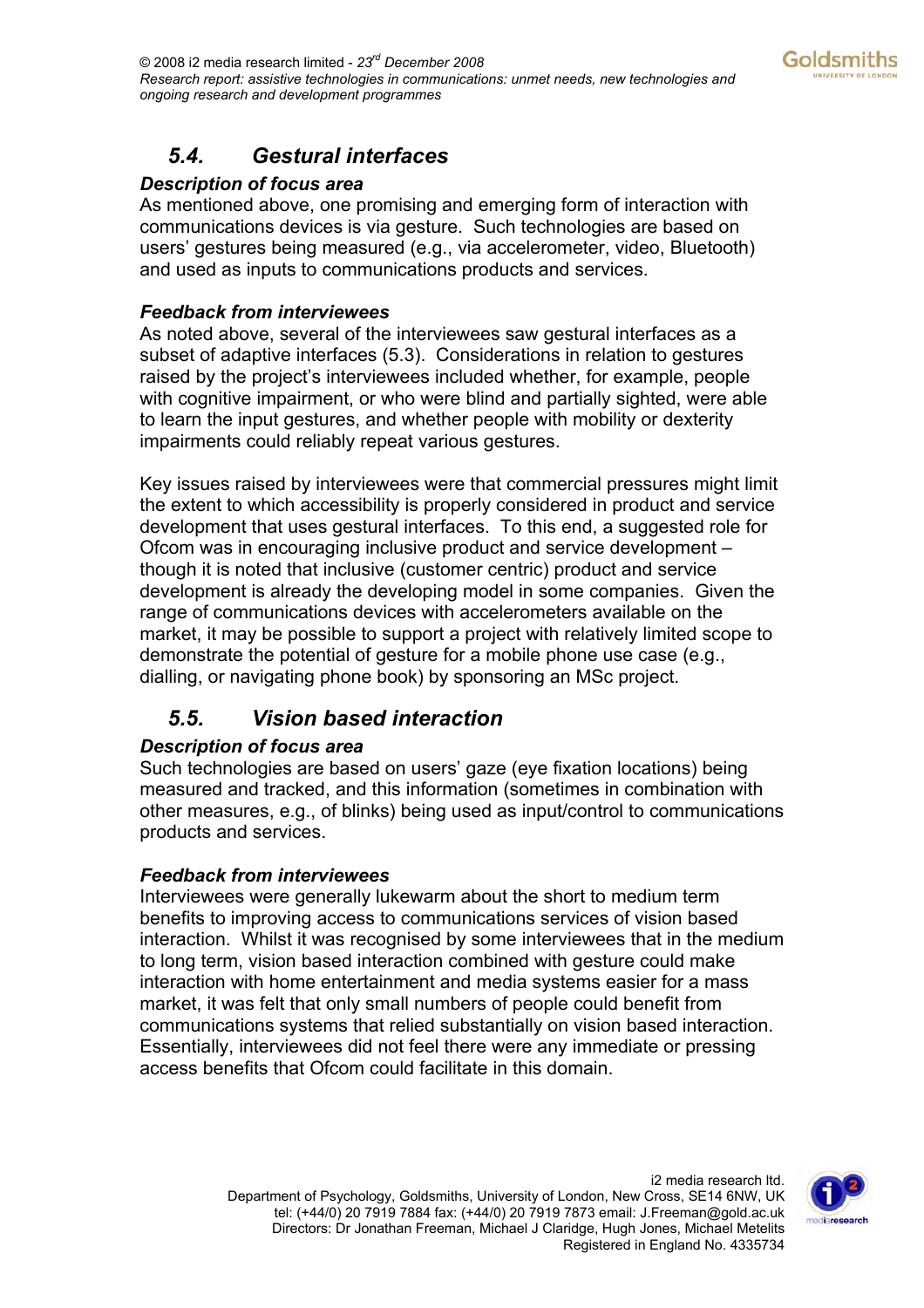## *5.4. Gestural interfaces*

### *Description of focus area*

As mentioned above, one promising and emerging form of interaction with communications devices is via gesture. Such technologies are based on users' gestures being measured (e.g., via accelerometer, video, Bluetooth) and used as inputs to communications products and services.

### *Feedback from interviewees*

As noted above, several of the interviewees saw gestural interfaces as a subset of adaptive interfaces (5.3). Considerations in relation to gestures raised by the project's interviewees included whether, for example, people with cognitive impairment, or who were blind and partially sighted, were able to learn the input gestures, and whether people with mobility or dexterity impairments could reliably repeat various gestures.

Key issues raised by interviewees were that commercial pressures might limit the extent to which accessibility is properly considered in product and service development that uses gestural interfaces. To this end, a suggested role for Ofcom was in encouraging inclusive product and service development – though it is noted that inclusive (customer centric) product and service development is already the developing model in some companies. Given the range of communications devices with accelerometers available on the market, it may be possible to support a project with relatively limited scope to demonstrate the potential of gesture for a mobile phone use case (e.g., dialling, or navigating phone book) by sponsoring an MSc project.

## *5.5. Vision based interaction*

### *Description of focus area*

Such technologies are based on users' gaze (eye fixation locations) being measured and tracked, and this information (sometimes in combination with other measures, e.g., of blinks) being used as input/control to communications products and services.

### *Feedback from interviewees*

Interviewees were generally lukewarm about the short to medium term benefits to improving access to communications services of vision based interaction. Whilst it was recognised by some interviewees that in the medium to long term, vision based interaction combined with gesture could make interaction with home entertainment and media systems easier for a mass market, it was felt that only small numbers of people could benefit from communications systems that relied substantially on vision based interaction. Essentially, interviewees did not feel there were any immediate or pressing access benefits that Ofcom could facilitate in this domain.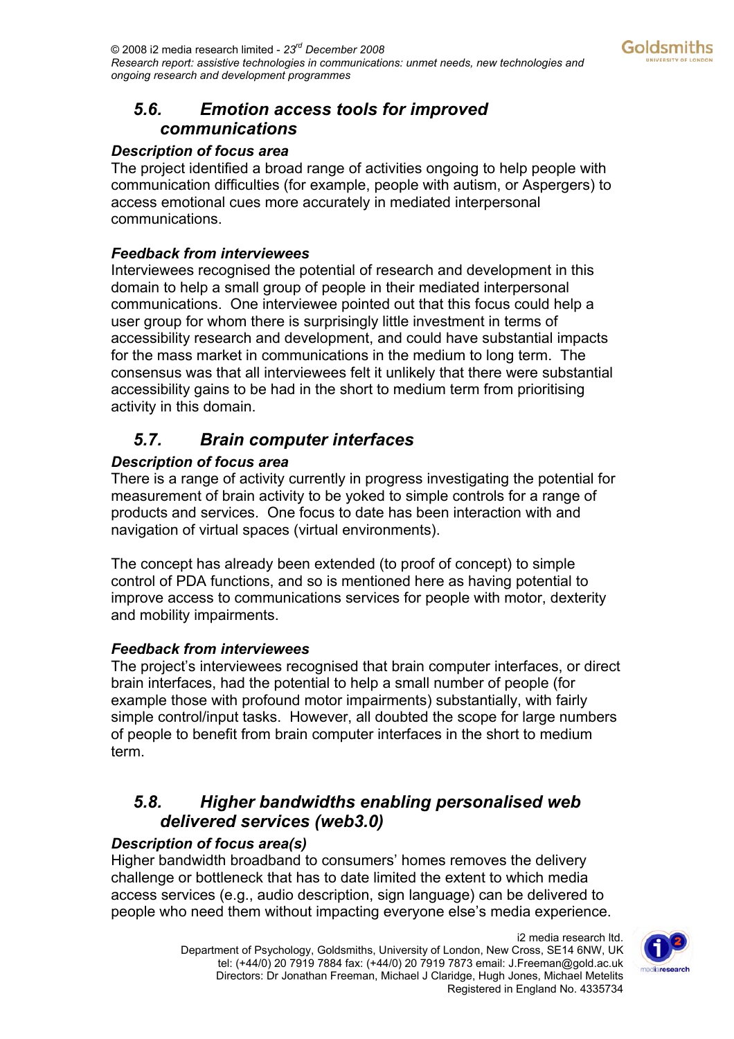## 5.6. Emotion access tools for improved communications

***Description of focus area***

The project identified a broad range of activities ongoing to help people with communication difficulties (for example, people with autism, or Aspergers) to access emotional cues more accurately in mediated interpersonal communications.

***Feedback from interviewees***

Interviewees recognised the potential of research and development in this domain to help a small group of people in their mediated interpersonal communications. One interviewee pointed out that this focus could help a user group for whom there is surprisingly little investment in terms of accessibility research and development, and could have substantial impacts for the mass market in communications in the medium to long term. The consensus was that all interviewees felt it unlikely that there were substantial accessibility gains to be had in the short to medium term from prioritising activity in this domain.

## 5.7. Brain computer interfaces

***Description of focus area***

There is a range of activity currently in progress investigating the potential for measurement of brain activity to be yoked to simple controls for a range of products and services. One focus to date has been interaction with and navigation of virtual spaces (virtual environments).

The concept has already been extended (to proof of concept) to simple control of PDA functions, and so is mentioned here as having potential to improve access to communications services for people with motor, dexterity and mobility impairments.

***Feedback from interviewees***

The project's interviewees recognised that brain computer interfaces, or direct brain interfaces, had the potential to help a small number of people (for example those with profound motor impairments) substantially, with fairly simple control/input tasks. However, all doubted the scope for large numbers of people to benefit from brain computer interfaces in the short to medium term.

## 5.8. Higher bandwidths enabling personalised web delivered services (web3.0)

***Description of focus area(s)***

Higher bandwidth broadband to consumers' homes removes the delivery challenge or bottleneck that has to date limited the extent to which media access services (e.g., audio description, sign language) can be delivered to people who need them without impacting everyone else's media experience.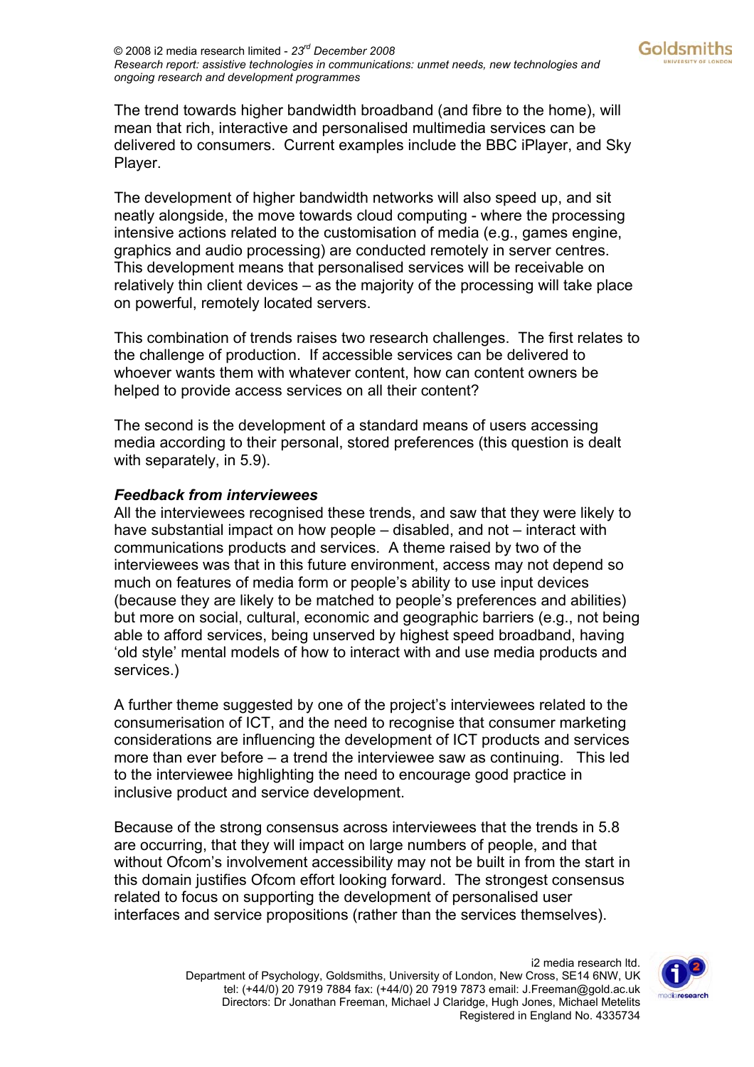The trend towards higher bandwidth broadband (and fibre to the home), will mean that rich, interactive and personalised multimedia services can be delivered to consumers. Current examples include the BBC iPlayer, and Sky Player.

The development of higher bandwidth networks will also speed up, and sit neatly alongside, the move towards cloud computing - where the processing intensive actions related to the customisation of media (e.g., games engine, graphics and audio processing) are conducted remotely in server centres. This development means that personalised services will be receivable on relatively thin client devices – as the majority of the processing will take place on powerful, remotely located servers.

This combination of trends raises two research challenges. The first relates to the challenge of production. If accessible services can be delivered to whoever wants them with whatever content, how can content owners be helped to provide access services on all their content?

The second is the development of a standard means of users accessing media according to their personal, stored preferences (this question is dealt with separately, in 5.9).

***Feedback from interviewees***

All the interviewees recognised these trends, and saw that they were likely to have substantial impact on how people – disabled, and not – interact with communications products and services. A theme raised by two of the interviewees was that in this future environment, access may not depend so much on features of media form or people's ability to use input devices (because they are likely to be matched to people's preferences and abilities) but more on social, cultural, economic and geographic barriers (e.g., not being able to afford services, being unserved by highest speed broadband, having 'old style' mental models of how to interact with and use media products and services.)

A further theme suggested by one of the project's interviewees related to the consumerisation of ICT, and the need to recognise that consumer marketing considerations are influencing the development of ICT products and services more than ever before – a trend the interviewee saw as continuing. This led to the interviewee highlighting the need to encourage good practice in inclusive product and service development.

Because of the strong consensus across interviewees that the trends in 5.8 are occurring, that they will impact on large numbers of people, and that without Ofcom's involvement accessibility may not be built in from the start in this domain justifies Ofcom effort looking forward. The strongest consensus related to focus on supporting the development of personalised user interfaces and service propositions (rather than the services themselves).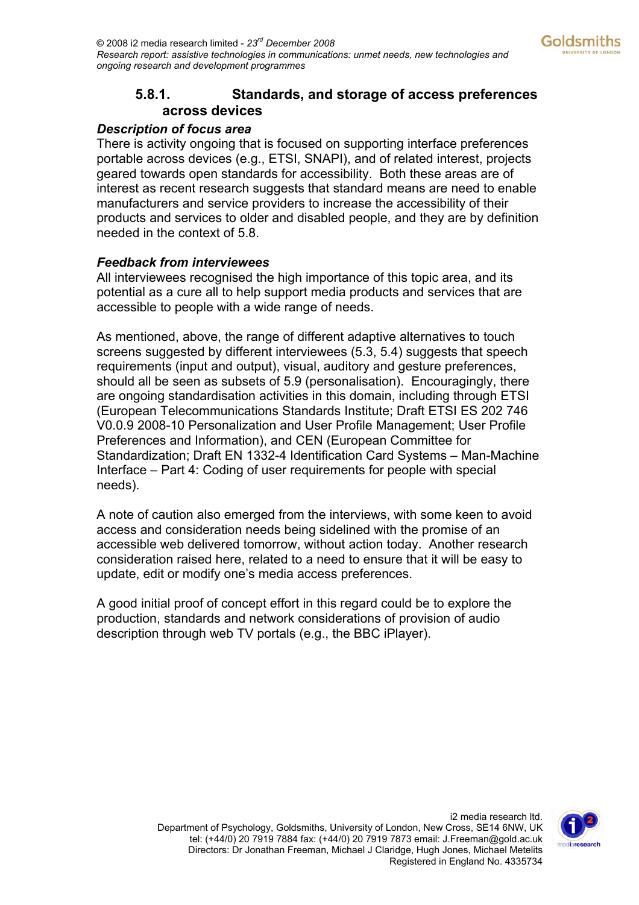#### 5.8.1. Standards, and storage of access preferences across devices

***Description of focus area***

There is activity ongoing that is focused on supporting interface preferences portable across devices (e.g., ETSI, SNAPI), and of related interest, projects geared towards open standards for accessibility. Both these areas are of interest as recent research suggests that standard means are need to enable manufacturers and service providers to increase the accessibility of their products and services to older and disabled people, and they are by definition needed in the context of 5.8.

***Feedback from interviewees***

All interviewees recognised the high importance of this topic area, and its potential as a cure all to help support media products and services that are accessible to people with a wide range of needs.

As mentioned, above, the range of different adaptive alternatives to touch screens suggested by different interviewees (5.3, 5.4) suggests that speech requirements (input and output), visual, auditory and gesture preferences, should all be seen as subsets of 5.9 (personalisation). Encouragingly, there are ongoing standardisation activities in this domain, including through ETSI (European Telecommunications Standards Institute; Draft ETSI ES 202 746 V0.0.9 2008-10 Personalization and User Profile Management; User Profile Preferences and Information), and CEN (European Committee for Standardization; Draft EN 1332-4 Identification Card Systems – Man-Machine Interface – Part 4: Coding of user requirements for people with special needs).

A note of caution also emerged from the interviews, with some keen to avoid access and consideration needs being sidelined with the promise of an accessible web delivered tomorrow, without action today. Another research consideration raised here, related to a need to ensure that it will be easy to update, edit or modify one's media access preferences.

A good initial proof of concept effort in this regard could be to explore the production, standards and network considerations of provision of audio description through web TV portals (e.g., the BBC iPlayer).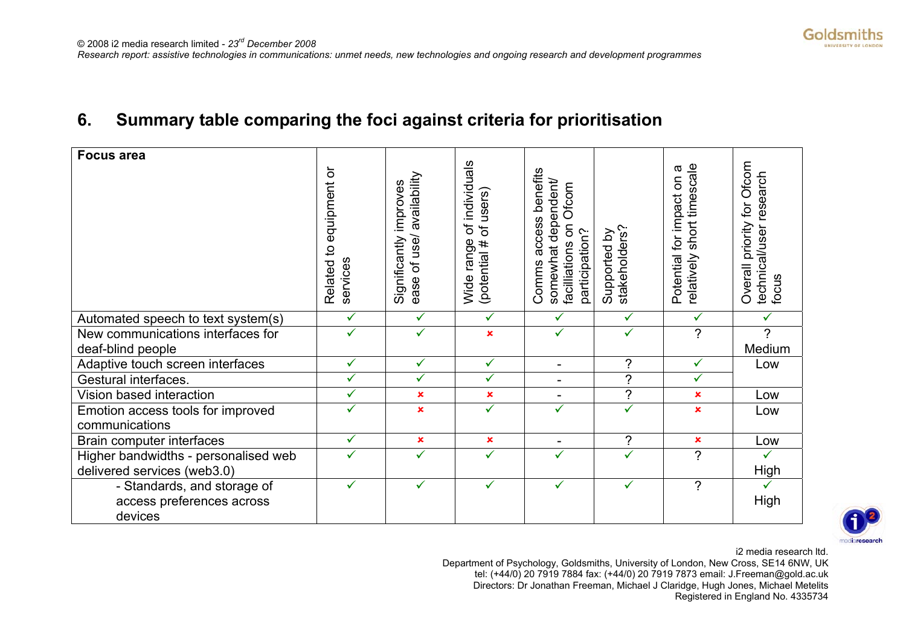## 6. Summary table comparing the foci against criteria for prioritisation

| Focus area | Related to equipment or services | Significantly improves ease of use/ availability | Wide range of individuals (potential # of users) | Comms access benefits somewhat dependent/ facilliations on Ofcom participation? | Supported by stakeholders? | Potential for impact on a relatively short timescale | Overall priority for Ofcom technical/user research focus |
|---|---|---|---|---|---|---|---|
| Automated speech to text system(s) | ✓ | ✓ | ✓ | ✓ | ✓ | ✓ | ✓ |
| New communications interfaces for deaf-blind people | ✓ | ✓ | × | ✓ | ✓ | ? | ? Medium |
| Adaptive touch screen interfaces | ✓ | ✓ | ✓ | - | ? | ✓ | Low |
| Gestural interfaces. | ✓ | ✓ | ✓ | - | ? | ✓ | |
| Vision based interaction | ✓ | × | × | - | ? | × | Low |
| Emotion access tools for improved communications | ✓ | × | ✓ | ✓ | ✓ | × | Low |
| Brain computer interfaces | ✓ | × | × | - | ? | × | Low |
| Higher bandwidths - personalised web delivered services (web3.0) | ✓ | ✓ | ✓ | ✓ | ✓ | ? | ✓ High |
| - Standards, and storage of access preferences across devices | ✓ | ✓ | ✓ | ✓ | ✓ | ? | ✓ High |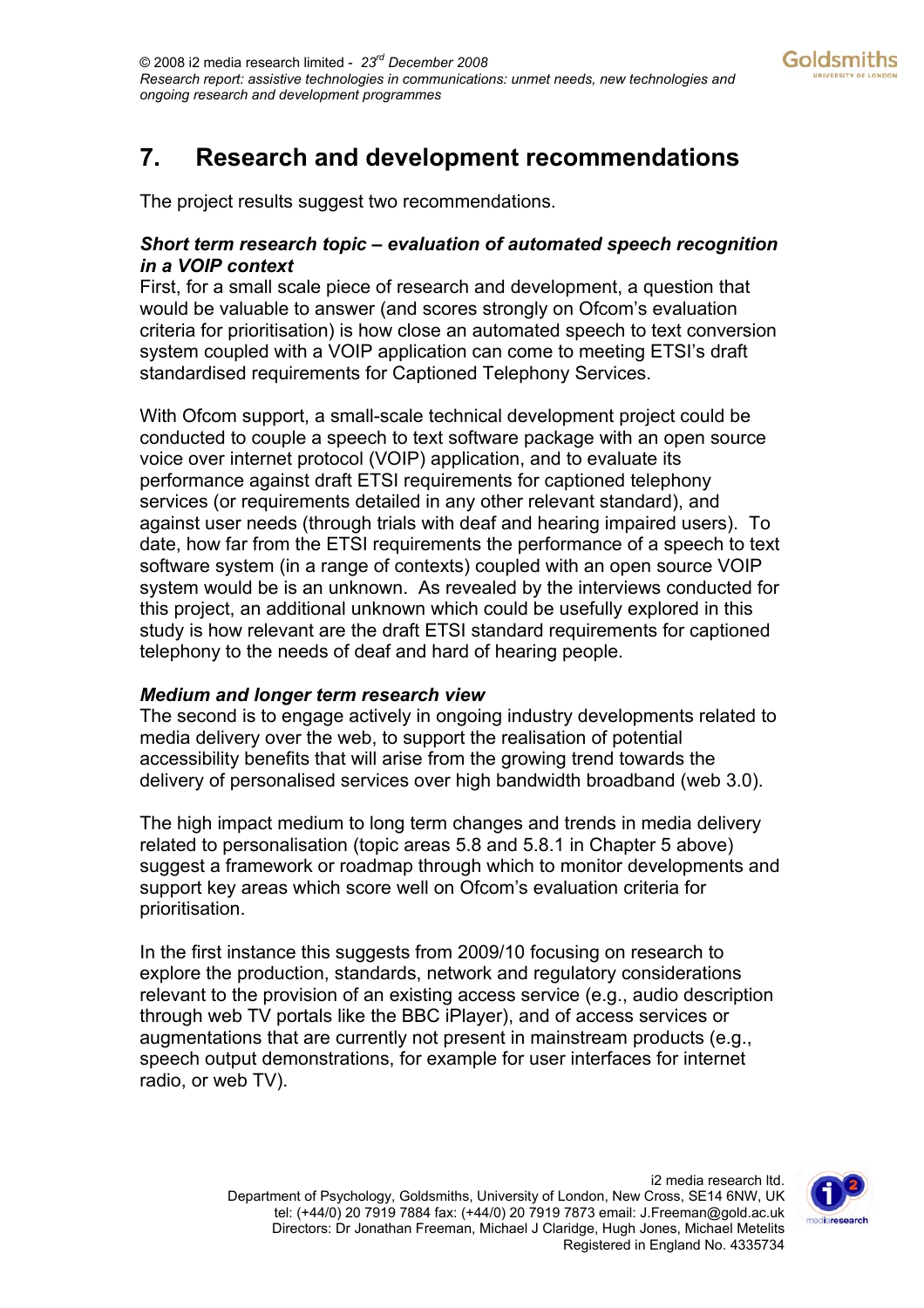# 7. Research and development recommendations

The project results suggest two recommendations.

***Short term research topic – evaluation of automated speech recognition in a VOIP context***

First, for a small scale piece of research and development, a question that would be valuable to answer (and scores strongly on Ofcom's evaluation criteria for prioritisation) is how close an automated speech to text conversion system coupled with a VOIP application can come to meeting ETSI's draft standardised requirements for Captioned Telephony Services.

With Ofcom support, a small-scale technical development project could be conducted to couple a speech to text software package with an open source voice over internet protocol (VOIP) application, and to evaluate its performance against draft ETSI requirements for captioned telephony services (or requirements detailed in any other relevant standard), and against user needs (through trials with deaf and hearing impaired users). To date, how far from the ETSI requirements the performance of a speech to text software system (in a range of contexts) coupled with an open source VOIP system would be is an unknown. As revealed by the interviews conducted for this project, an additional unknown which could be usefully explored in this study is how relevant are the draft ETSI standard requirements for captioned telephony to the needs of deaf and hard of hearing people.

***Medium and longer term research view***

The second is to engage actively in ongoing industry developments related to media delivery over the web, to support the realisation of potential accessibility benefits that will arise from the growing trend towards the delivery of personalised services over high bandwidth broadband (web 3.0).

The high impact medium to long term changes and trends in media delivery related to personalisation (topic areas 5.8 and 5.8.1 in Chapter 5 above) suggest a framework or roadmap through which to monitor developments and support key areas which score well on Ofcom's evaluation criteria for prioritisation.

In the first instance this suggests from 2009/10 focusing on research to explore the production, standards, network and regulatory considerations relevant to the provision of an existing access service (e.g., audio description through web TV portals like the BBC iPlayer), and of access services or augmentations that are currently not present in mainstream products (e.g., speech output demonstrations, for example for user interfaces for internet radio, or web TV).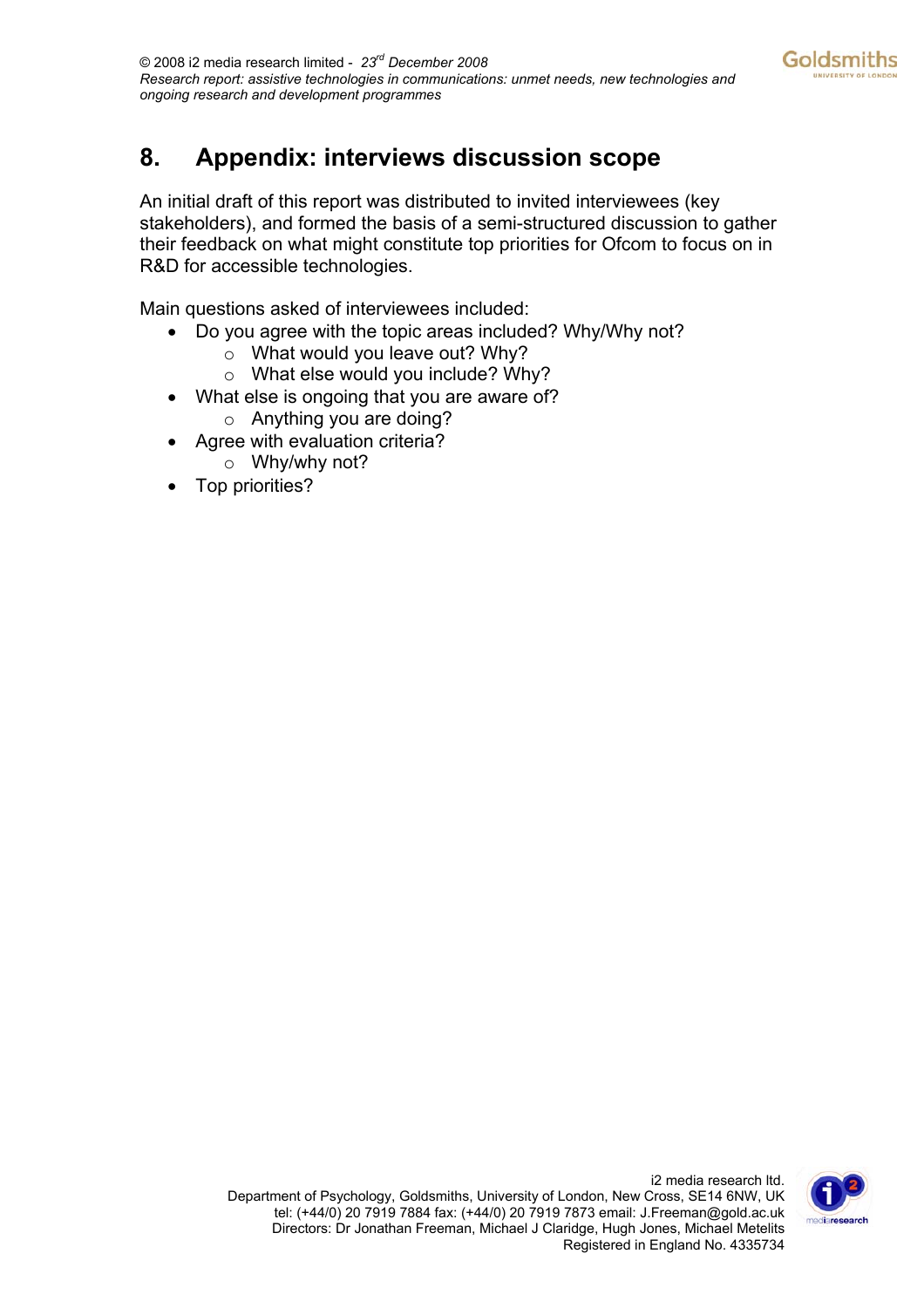## 8. Appendix: interviews discussion scope

An initial draft of this report was distributed to invited interviewees (key stakeholders), and formed the basis of a semi-structured discussion to gather their feedback on what might constitute top priorities for Ofcom to focus on in R&D for accessible technologies.

Main questions asked of interviewees included:

- Do you agree with the topic areas included? Why/Why not?
  - What would you leave out? Why?
  - What else would you include? Why?
- What else is ongoing that you are aware of?
  - Anything you are doing?
- Agree with evaluation criteria?
  - Why/why not?
- Top priorities?